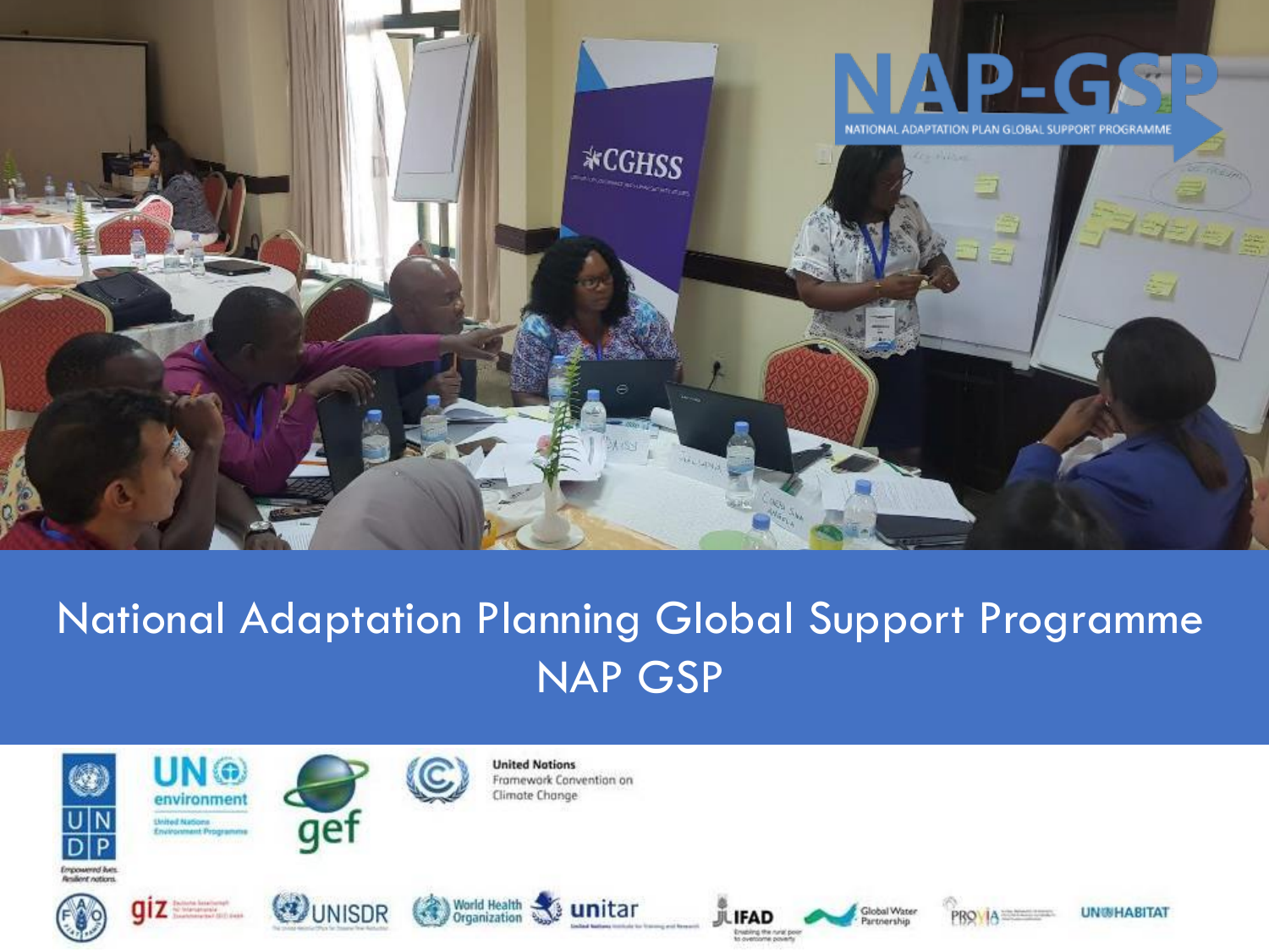# National Adaptation Planning Global Support Programme NAP GSP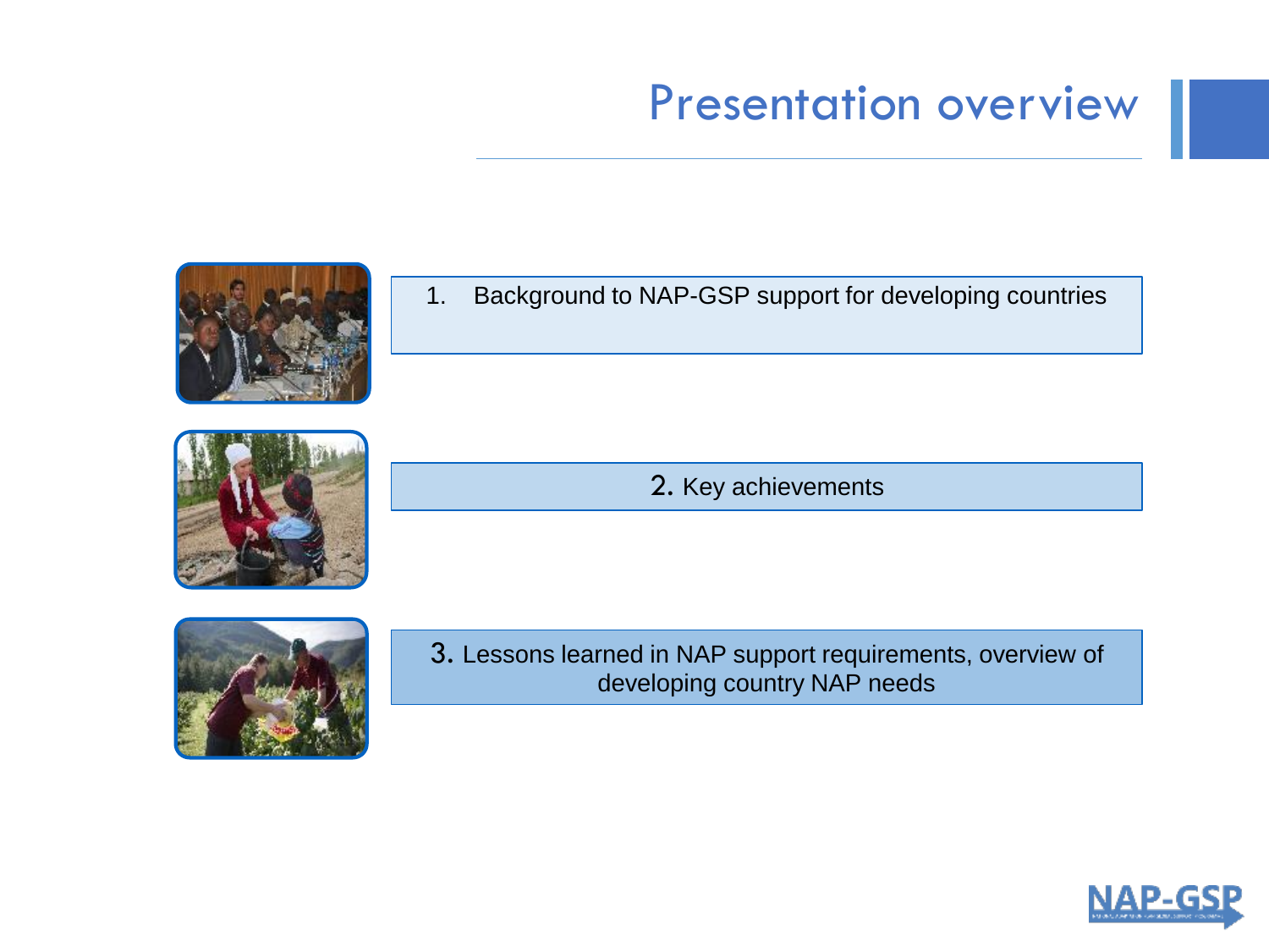# Presentation overview

1. Background to NAP-GSP support for developing countries

2. Key achievements

3. Lessons learned in NAP support requirements, overview of developing country NAP needs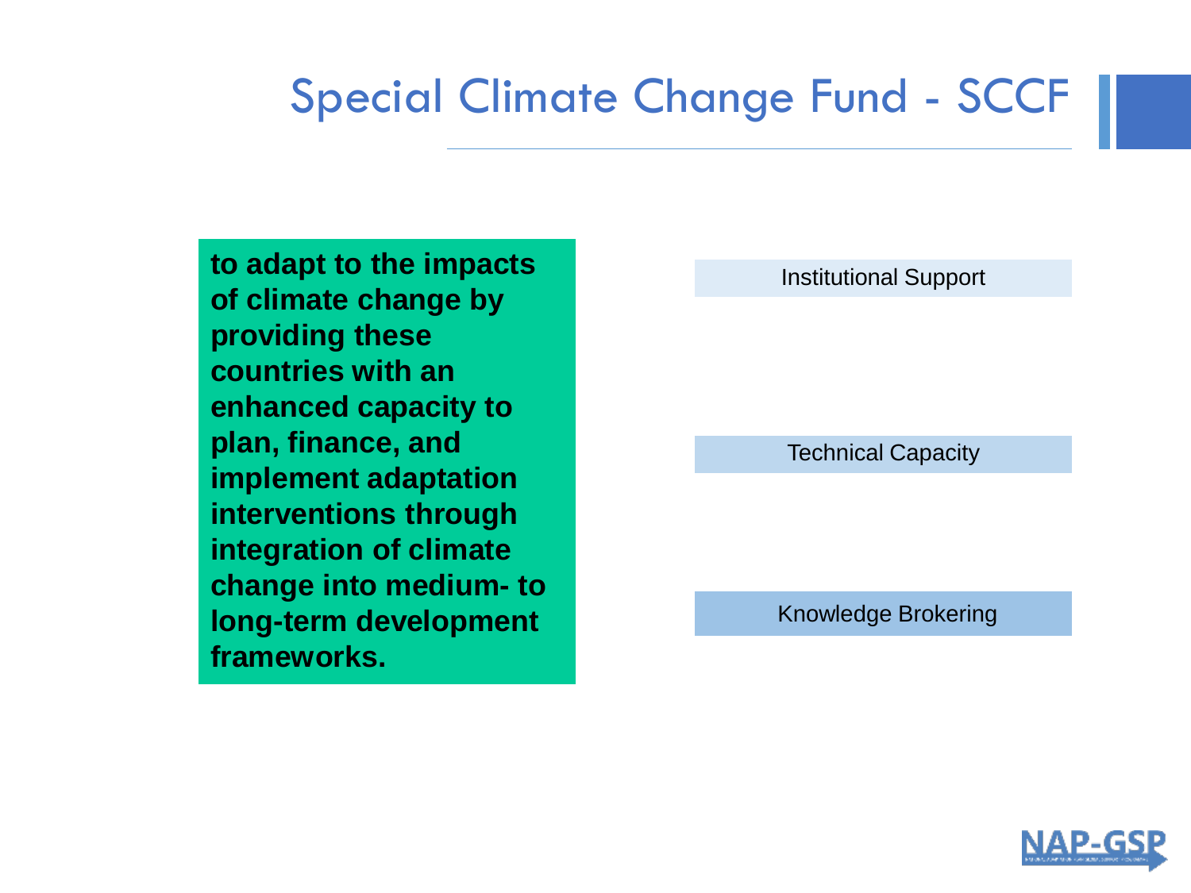# Special Climate Change Fund - SCCF

**to adapt to the impacts of climate change by providing these countries with an enhanced capacity to plan, finance, and implement adaptation interventions through integration of climate change into medium- to long-term development frameworks.**

- Institutional Support
- Technical Capacity
- Knowledge Brokering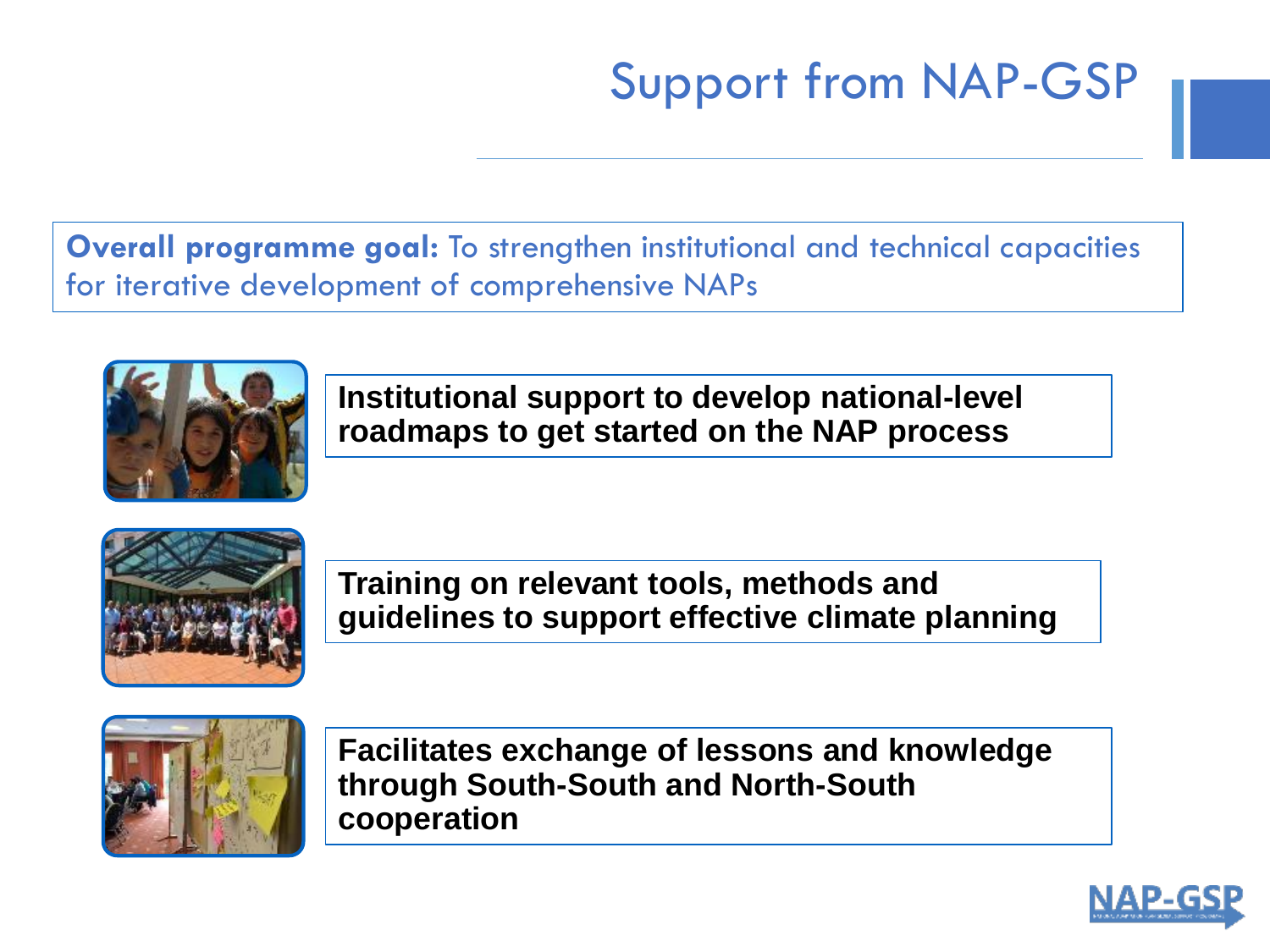# Support from NAP-GSP

**Overall programme goal:** To strengthen institutional and technical capacities for iterative development of comprehensive NAPs

**Institutional support to develop national-level roadmaps to get started on the NAP process**

**Training on relevant tools, methods and guidelines to support effective climate planning**

**Facilitates exchange of lessons and knowledge through South-South and North-South cooperation**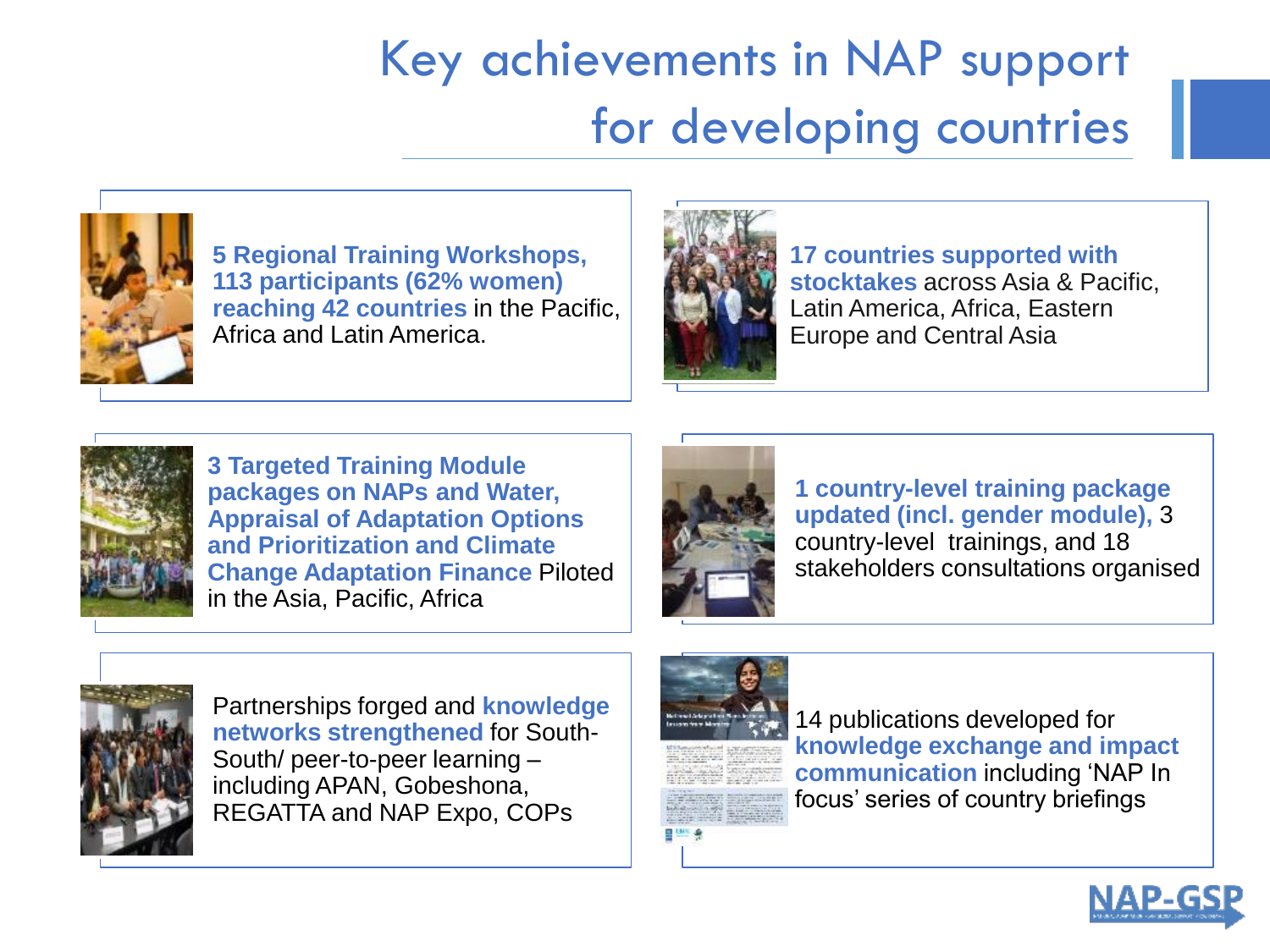# Key achievements in NAP support for developing countries

**5 Regional Training Workshops, 113 participants (62% women) reaching 42 countries** in the Pacific, Africa and Latin America.

**17 countries supported with stocktakes** across Asia & Pacific, Latin America, Africa, Eastern Europe and Central Asia

**3 Targeted Training Module packages on NAPs and Water, Appraisal of Adaptation Options and Prioritization and Climate Change Adaptation Finance** Piloted in the Asia, Pacific, Africa

**1 country-level training package updated (incl. gender module),** 3 country-level trainings, and 18 stakeholders consultations organised

Partnerships forged and **knowledge networks strengthened** for South-South/ peer-to-peer learning – including APAN, Gobeshona, REGATTA and NAP Expo, COPs

14 publications developed for **knowledge exchange and impact communication** including 'NAP In focus' series of country briefings

NAP-GSP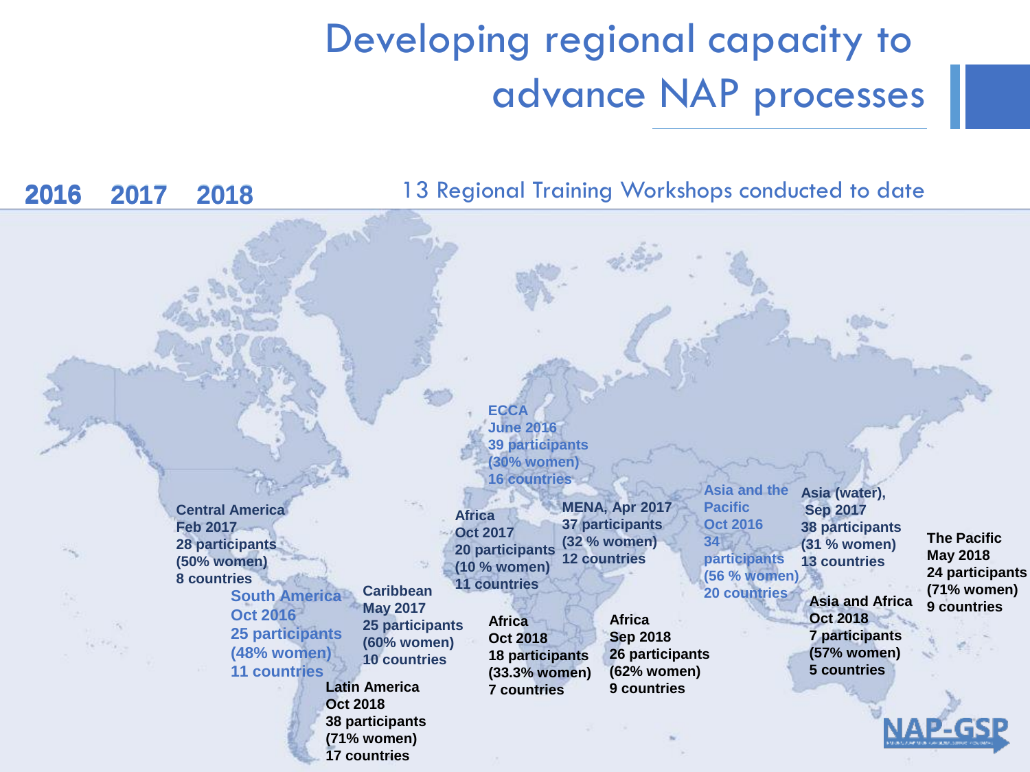# Developing regional capacity to advance NAP processes

**2016 2017 2018**

13 Regional Training Workshops conducted to date

**ECCA**
**June 2016**
**39 participants**
**(30% women)**
**16 countries**

**Central America**
**Feb 2017**
**28 participants**
**(50% women)**
**8 countries**

**South America**
**Oct 2016**
**25 participants**
**(48% women)**
**11 countries**

**Caribbean**
**May 2017**
**25 participants**
**(60% women)**
**10 countries**

**Latin America**
**Oct 2018**
**38 participants**
**(71% women)**
**17 countries**

**Africa**
**Oct 2017**
**20 participants**
**(10 % women)**
**11 countries**

**MENA, Apr 2017**
**37 participants**
**(32 % women)**
**12 countries**

**Africa**
**Oct 2018**
**18 participants**
**(33.3% women)**
**7 countries**

**Africa**
**Sep 2018**
**26 participants**
**(62% women)**
**9 countries**

**Asia and the Pacific**
**Oct 2016**
**34 participants**
**(56 % women)**
**20 countries**

**Asia (water),**
**Sep 2017**
**38 participants**
**(31 % women)**
**13 countries**

**Asia and Africa**
**Oct 2018**
**7 participants**
**(57% women)**
**5 countries**

**The Pacific**
**May 2018**
**24 participants**
**(71% women)**
**9 countries**

NAP-GSP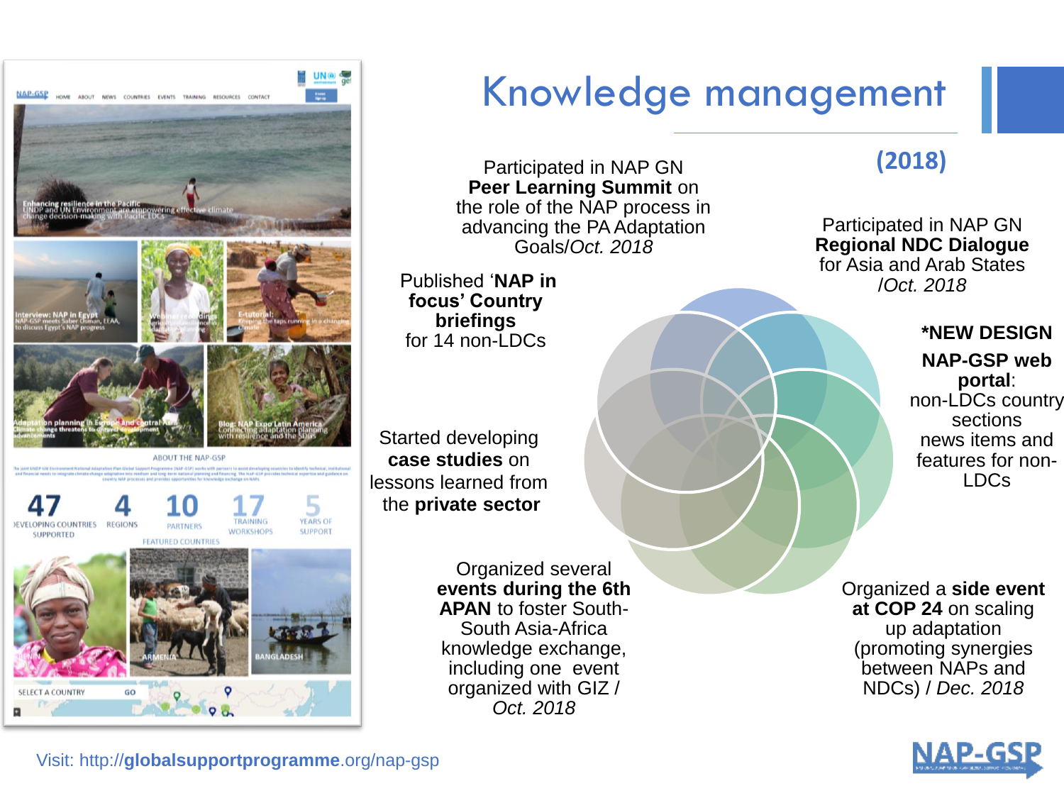# Knowledge management

## (2018)

Participated in NAP GN **Peer Learning Summit** on the role of the NAP process in advancing the PA Adaptation Goals/*Oct. 2018*

Participated in NAP GN **Regional NDC Dialogue** for Asia and Arab States /*Oct. 2018*

Published '**NAP in focus' Country briefings** for 14 non-LDCs

***NEW DESIGN**

**NAP-GSP web portal**: non-LDCs country sections news items and features for non-LDCs

Started developing **case studies** on lessons learned from the **private sector**

Organized several **events during the 6th APAN** to foster South-South Asia-Africa knowledge exchange, including one event organized with GIZ / *Oct. 2018*

Organized a **side event at COP 24** on scaling up adaptation (promoting synergies between NAPs and NDCs) / *Dec. 2018*

Visit: http://**globalsupportprogramme**.org/nap-gsp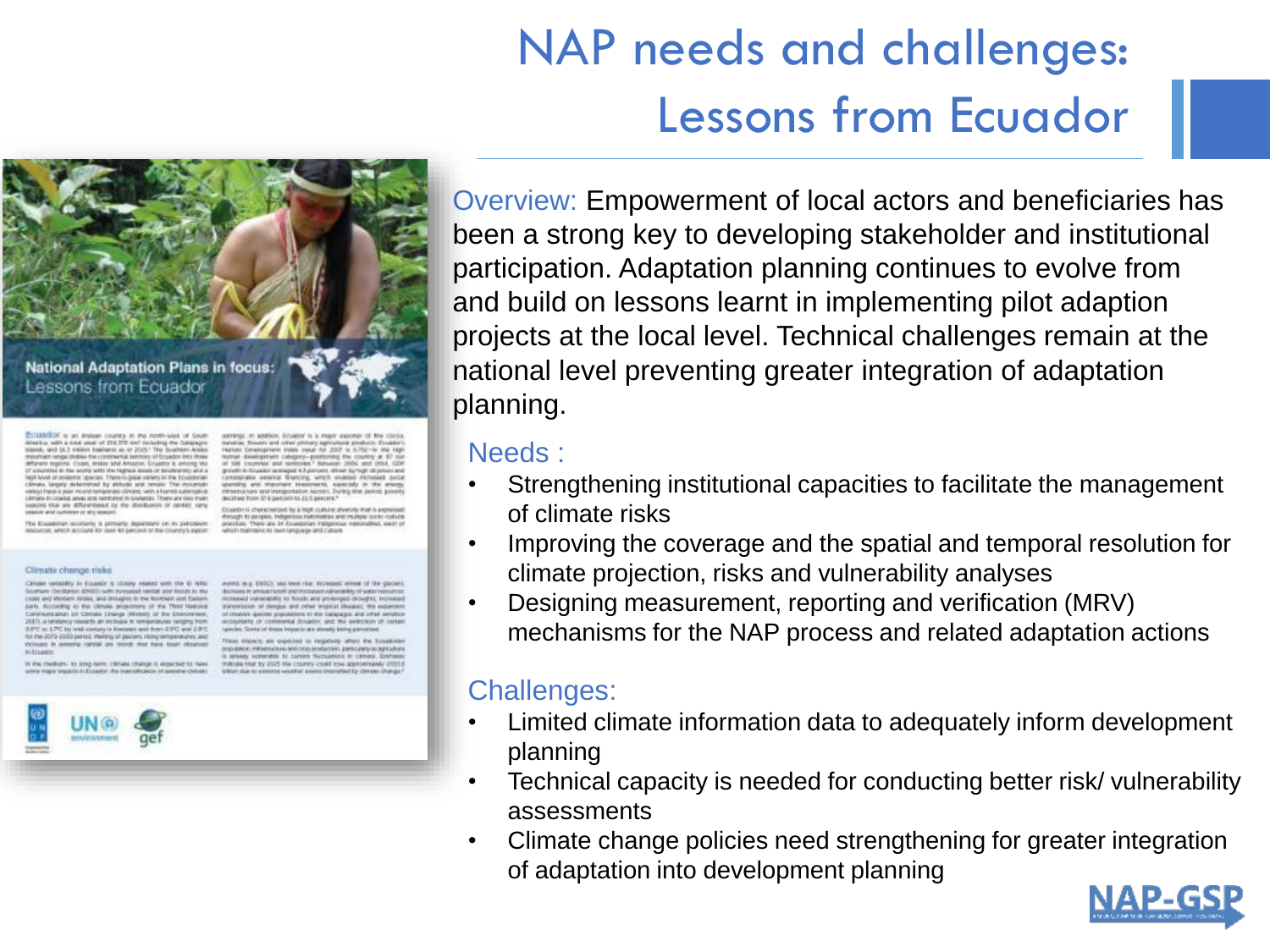# NAP needs and challenges: Lessons from Ecuador

Overview: Empowerment of local actors and beneficiaries has been a strong key to developing stakeholder and institutional participation. Adaptation planning continues to evolve from and build on lessons learnt in implementing pilot adaption projects at the local level. Technical challenges remain at the national level preventing greater integration of adaptation planning.

## Needs :

- Strengthening institutional capacities to facilitate the management of climate risks
- Improving the coverage and the spatial and temporal resolution for climate projection, risks and vulnerability analyses
- Designing measurement, reporting and verification (MRV) mechanisms for the NAP process and related adaptation actions

## Challenges:

- Limited climate information data to adequately inform development planning
- Technical capacity is needed for conducting better risk/ vulnerability assessments
- Climate change policies need strengthening for greater integration of adaptation into development planning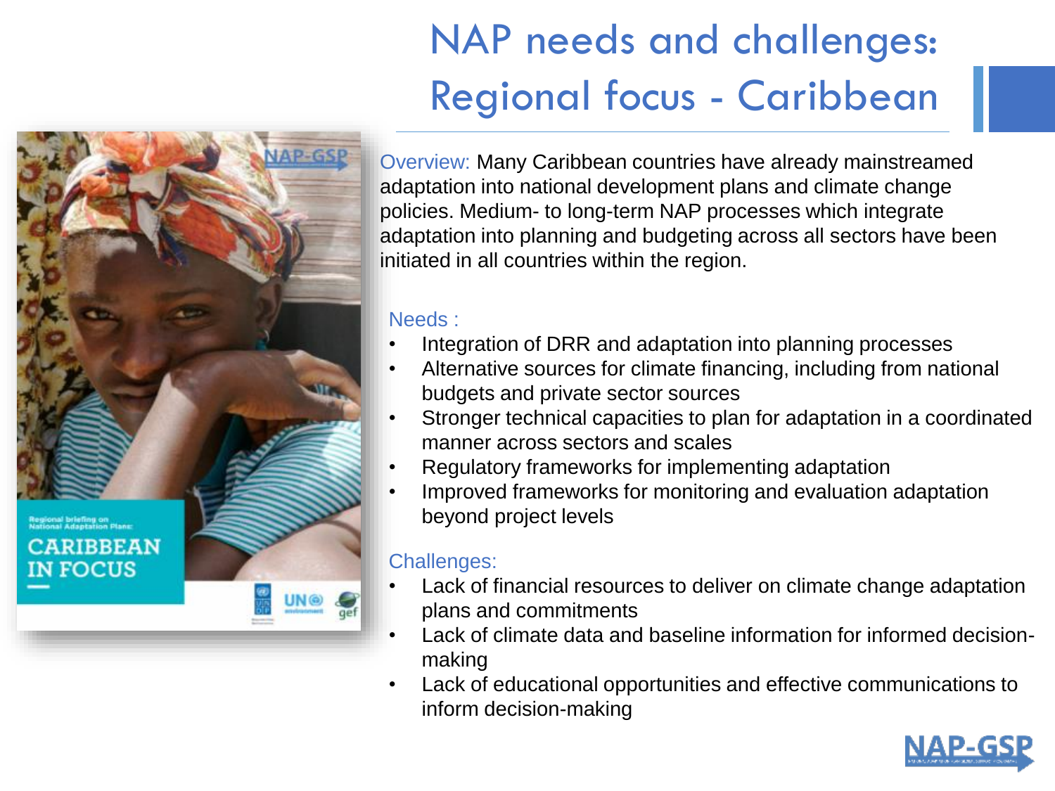# NAP needs and challenges: Regional focus - Caribbean

Overview: Many Caribbean countries have already mainstreamed adaptation into national development plans and climate change policies. Medium- to long-term NAP processes which integrate adaptation into planning and budgeting across all sectors have been initiated in all countries within the region.

Needs :

- Integration of DRR and adaptation into planning processes
- Alternative sources for climate financing, including from national budgets and private sector sources
- Stronger technical capacities to plan for adaptation in a coordinated manner across sectors and scales
- Regulatory frameworks for implementing adaptation
- Improved frameworks for monitoring and evaluation adaptation beyond project levels

Challenges:

- Lack of financial resources to deliver on climate change adaptation plans and commitments
- Lack of climate data and baseline information for informed decision-making
- Lack of educational opportunities and effective communications to inform decision-making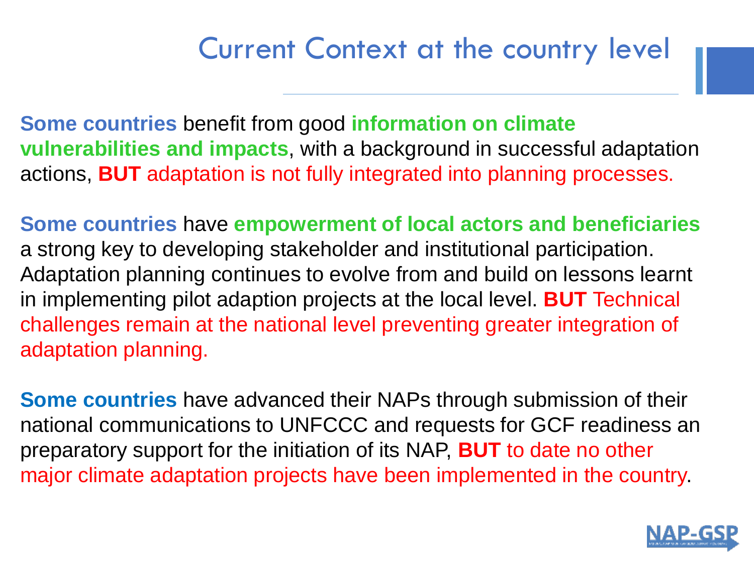# Current Context at the country level

**Some countries** benefit from good **information on climate vulnerabilities and impacts**, with a background in successful adaptation actions, **BUT** adaptation is not fully integrated into planning processes.

**Some countries** have **empowerment of local actors and beneficiaries** a strong key to developing stakeholder and institutional participation. Adaptation planning continues to evolve from and build on lessons learnt in implementing pilot adaption projects at the local level. **BUT** Technical challenges remain at the national level preventing greater integration of adaptation planning.

**Some countries** have advanced their NAPs through submission of their national communications to UNFCCC and requests for GCF readiness an preparatory support for the initiation of its NAP, **BUT** to date no other major climate adaptation projects have been implemented in the country.

NAP-GSP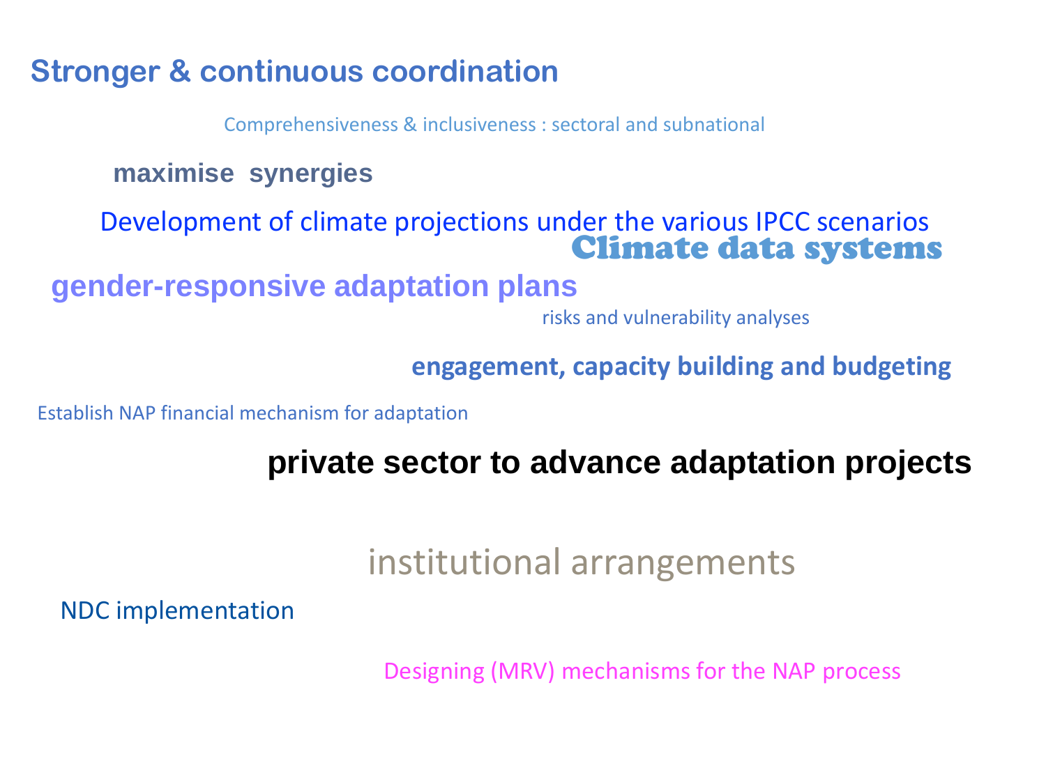**Stronger & continuous coordination**

Comprehensiveness & inclusiveness : sectoral and subnational

**maximise synergies**

Development of climate projections under the various IPCC scenarios

**Climate data systems**

**gender-responsive adaptation plans**

risks and vulnerability analyses

**engagement, capacity building and budgeting**

Establish NAP financial mechanism for adaptation

**private sector to advance adaptation projects**

institutional arrangements

NDC implementation

Designing (MRV) mechanisms for the NAP process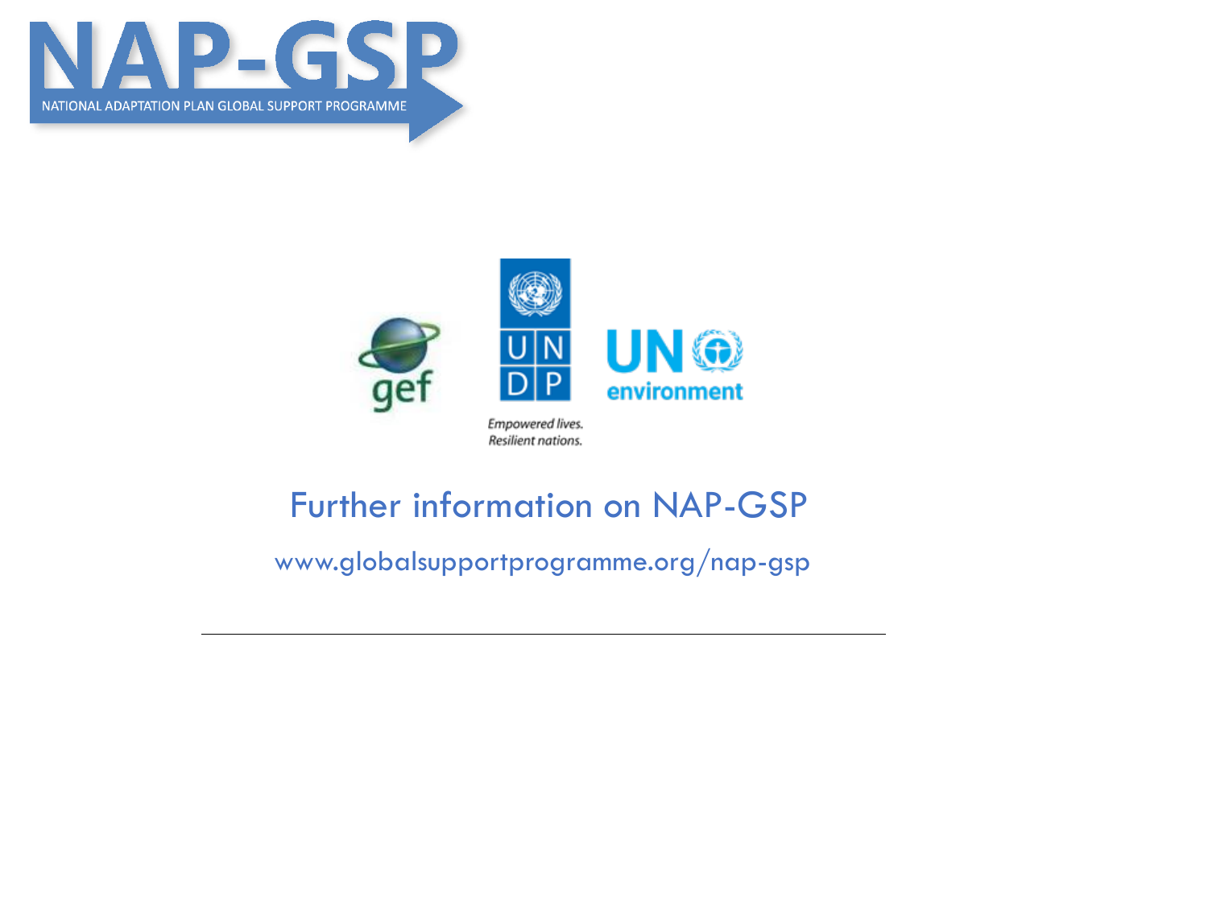NAP-GSP

NATIONAL ADAPTATION PLAN GLOBAL SUPPORT PROGRAMME

gef

UNDP

Empowered lives.
Resilient nations.

UN environment

## Further information on NAP-GSP

www.globalsupportprogramme.org/nap-gsp